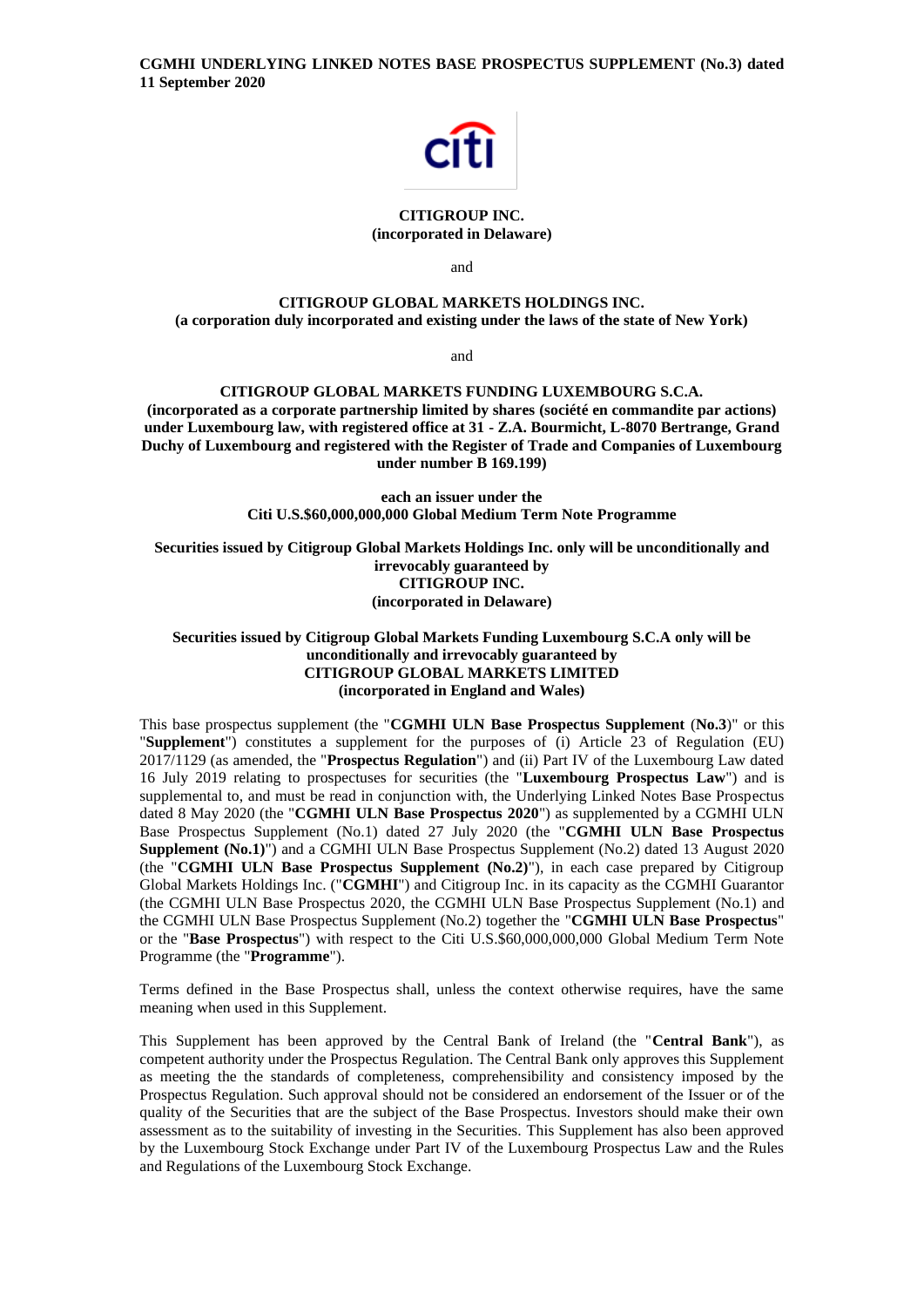**CGMHI UNDERLYING LINKED NOTES BASE PROSPECTUS SUPPLEMENT (No.3) dated 11 September 2020**

**CITIGROUP INC.**
**(incorporated in Delaware)**

and

**CITIGROUP GLOBAL MARKETS HOLDINGS INC.**
**(a corporation duly incorporated and existing under the laws of the state of New York)**

and

**CITIGROUP GLOBAL MARKETS FUNDING LUXEMBOURG S.C.A.**
**(incorporated as a corporate partnership limited by shares (société en commandite par actions) under Luxembourg law, with registered office at 31 - Z.A. Bourmicht, L-8070 Bertrange, Grand Duchy of Luxembourg and registered with the Register of Trade and Companies of Luxembourg under number B 169.199)**

**each an issuer under the**
**Citi U.S.$60,000,000,000 Global Medium Term Note Programme**

**Securities issued by Citigroup Global Markets Holdings Inc. only will be unconditionally and irrevocably guaranteed by**
**CITIGROUP INC.**
**(incorporated in Delaware)**

**Securities issued by Citigroup Global Markets Funding Luxembourg S.C.A only will be unconditionally and irrevocably guaranteed by**
**CITIGROUP GLOBAL MARKETS LIMITED**
**(incorporated in England and Wales)**

This base prospectus supplement (the "**CGMHI ULN Base Prospectus Supplement** (**No.3**)" or this "**Supplement**") constitutes a supplement for the purposes of (i) Article 23 of Regulation (EU) 2017/1129 (as amended, the "**Prospectus Regulation**") and (ii) Part IV of the Luxembourg Law dated 16 July 2019 relating to prospectuses for securities (the "**Luxembourg Prospectus Law**") and is supplemental to, and must be read in conjunction with, the Underlying Linked Notes Base Prospectus dated 8 May 2020 (the "**CGMHI ULN Base Prospectus 2020**") as supplemented by a CGMHI ULN Base Prospectus Supplement (No.1) dated 27 July 2020 (the "**CGMHI ULN Base Prospectus Supplement (No.1)**") and a CGMHI ULN Base Prospectus Supplement (No.2) dated 13 August 2020 (the "**CGMHI ULN Base Prospectus Supplement (No.2)**"), in each case prepared by Citigroup Global Markets Holdings Inc. ("**CGMHI**") and Citigroup Inc. in its capacity as the CGMHI Guarantor (the CGMHI ULN Base Prospectus 2020, the CGMHI ULN Base Prospectus Supplement (No.1) and the CGMHI ULN Base Prospectus Supplement (No.2) together the "**CGMHI ULN Base Prospectus**" or the "**Base Prospectus**") with respect to the Citi U.S.$60,000,000,000 Global Medium Term Note Programme (the "**Programme**").

Terms defined in the Base Prospectus shall, unless the context otherwise requires, have the same meaning when used in this Supplement.

This Supplement has been approved by the Central Bank of Ireland (the "**Central Bank**"), as competent authority under the Prospectus Regulation. The Central Bank only approves this Supplement as meeting the the standards of completeness, comprehensibility and consistency imposed by the Prospectus Regulation. Such approval should not be considered an endorsement of the Issuer or of the quality of the Securities that are the subject of the Base Prospectus. Investors should make their own assessment as to the suitability of investing in the Securities. This Supplement has also been approved by the Luxembourg Stock Exchange under Part IV of the Luxembourg Prospectus Law and the Rules and Regulations of the Luxembourg Stock Exchange.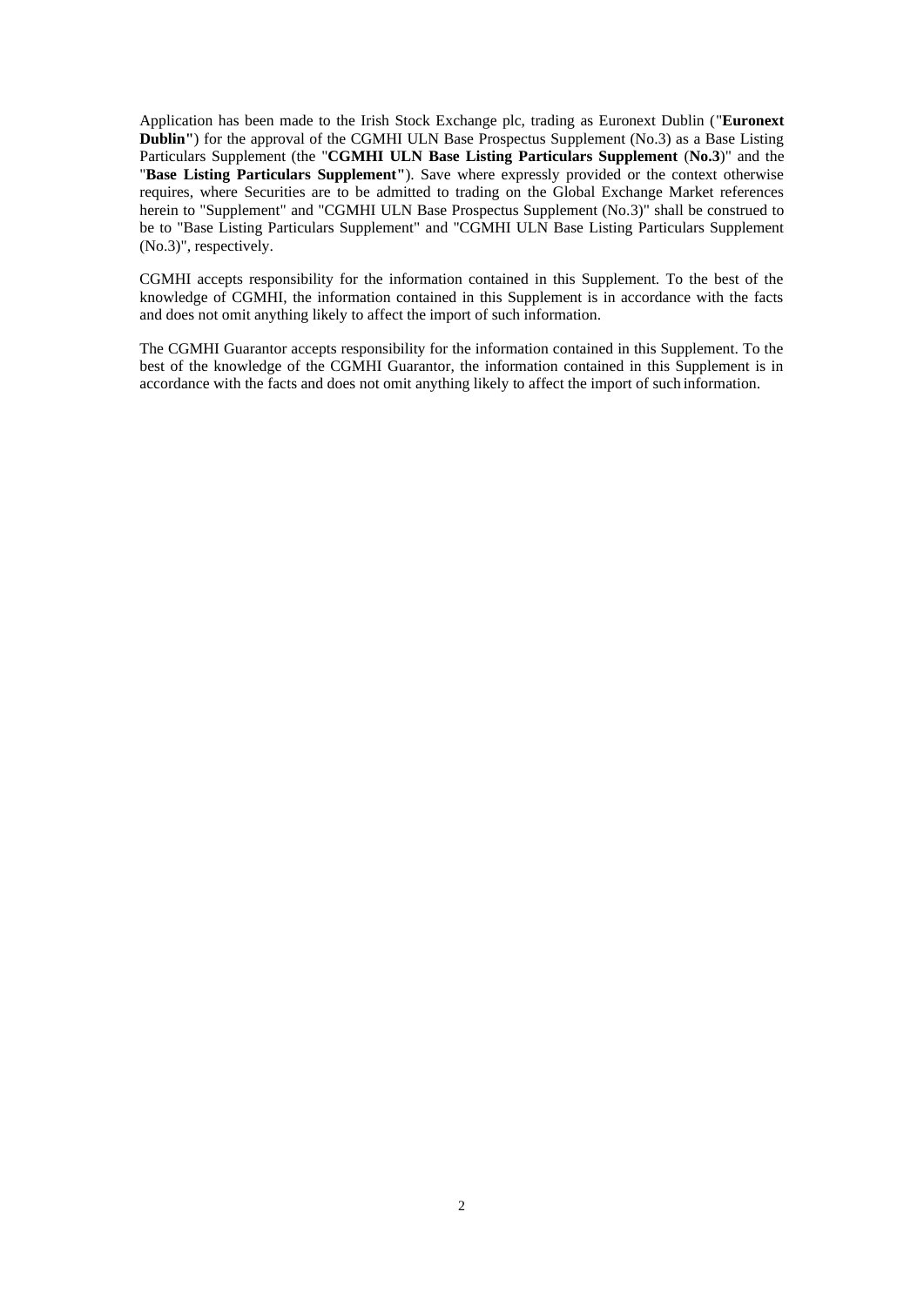Application has been made to the Irish Stock Exchange plc, trading as Euronext Dublin ("**Euronext Dublin"**) for the approval of the CGMHI ULN Base Prospectus Supplement (No.3) as a Base Listing Particulars Supplement (the "**CGMHI ULN Base Listing Particulars Supplement** (**No.3**)" and the "**Base Listing Particulars Supplement"**). Save where expressly provided or the context otherwise requires, where Securities are to be admitted to trading on the Global Exchange Market references herein to "Supplement" and "CGMHI ULN Base Prospectus Supplement (No.3)" shall be construed to be to "Base Listing Particulars Supplement" and "CGMHI ULN Base Listing Particulars Supplement (No.3)", respectively.

CGMHI accepts responsibility for the information contained in this Supplement. To the best of the knowledge of CGMHI, the information contained in this Supplement is in accordance with the facts and does not omit anything likely to affect the import of such information.

The CGMHI Guarantor accepts responsibility for the information contained in this Supplement. To the best of the knowledge of the CGMHI Guarantor, the information contained in this Supplement is in accordance with the facts and does not omit anything likely to affect the import of such information.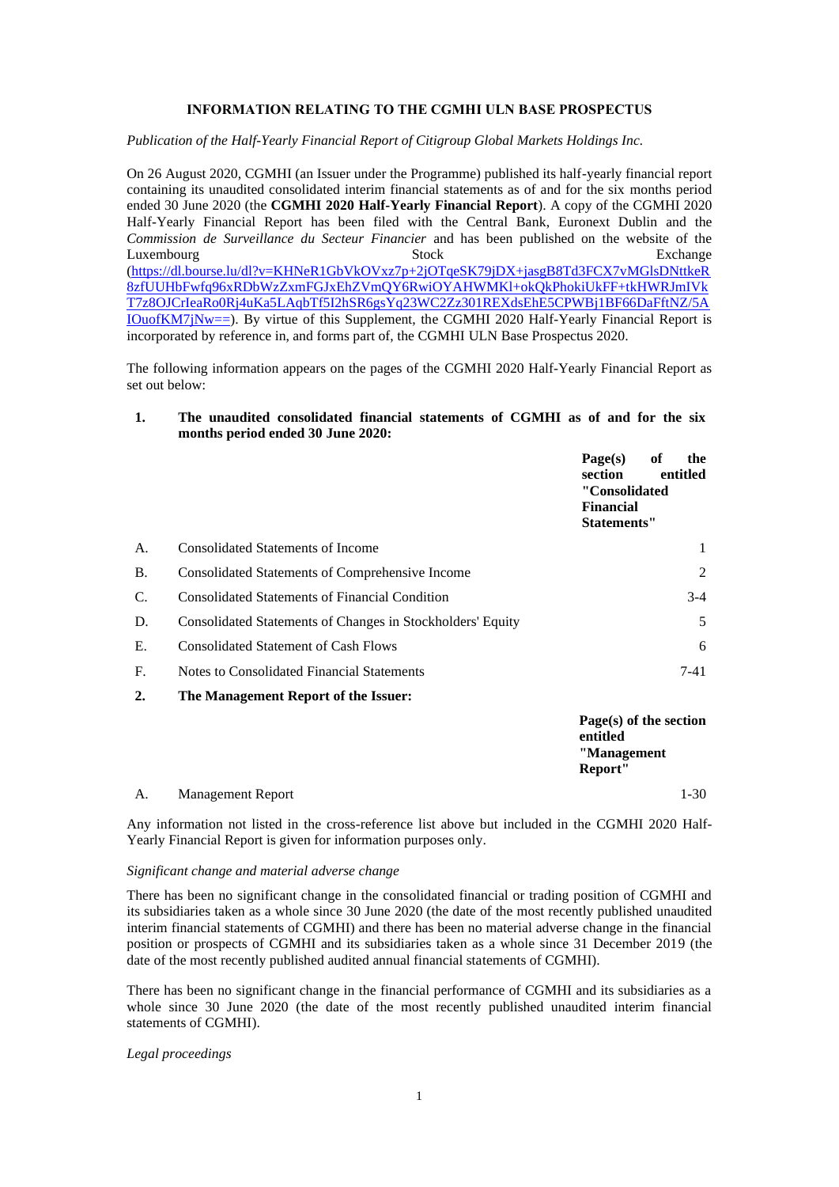**INFORMATION RELATING TO THE CGMHI ULN BASE PROSPECTUS**

*Publication of the Half-Yearly Financial Report of Citigroup Global Markets Holdings Inc.*

On 26 August 2020, CGMHI (an Issuer under the Programme) published its half-yearly financial report containing its unaudited consolidated interim financial statements as of and for the six months period ended 30 June 2020 (the **CGMHI 2020 Half-Yearly Financial Report**). A copy of the CGMHI 2020 Half-Yearly Financial Report has been filed with the Central Bank, Euronext Dublin and the *Commission de Surveillance du Secteur Financier* and has been published on the website of the Luxembourg Stock Exchange (https://dl.bourse.lu/dl?v=KHNeR1GbVkOVxz7p+2jOTqeSK79jDX+jasgB8Td3FCX7vMGlsDNttkeR8zfUUHbFwfq96xRDbWzZxmFGJxEhZVmQY6RwiOYAHWMKl+okQkPhokiUkFF+tkHWRJmIVkT7z8OJCrIeaRo0Rj4uKa5LAqbTf5I2hSR6gsYq23WC2Zz301REXdsEhE5CPWBj1BF66DaFftNZ/5AIOuofKM7jNw==). By virtue of this Supplement, the CGMHI 2020 Half-Yearly Financial Report is incorporated by reference in, and forms part of, the CGMHI ULN Base Prospectus 2020.

The following information appears on the pages of the CGMHI 2020 Half-Yearly Financial Report as set out below:

**1. The unaudited consolidated financial statements of CGMHI as of and for the six months period ended 30 June 2020:**

| | | **Page(s) of the section entitled "Consolidated Financial Statements"** |
|---|---|---|
| A. | Consolidated Statements of Income | 1 |
| B. | Consolidated Statements of Comprehensive Income | 2 |
| C. | Consolidated Statements of Financial Condition | 3-4 |
| D. | Consolidated Statements of Changes in Stockholders' Equity | 5 |
| E. | Consolidated Statement of Cash Flows | 6 |
| F. | Notes to Consolidated Financial Statements | 7-41 |

**2. The Management Report of the Issuer:**

| | | **Page(s) of the section entitled "Management Report"** |
|---|---|---|
| A. | Management Report | 1-30 |

Any information not listed in the cross-reference list above but included in the CGMHI 2020 Half-Yearly Financial Report is given for information purposes only.

*Significant change and material adverse change*

There has been no significant change in the consolidated financial or trading position of CGMHI and its subsidiaries taken as a whole since 30 June 2020 (the date of the most recently published unaudited interim financial statements of CGMHI) and there has been no material adverse change in the financial position or prospects of CGMHI and its subsidiaries taken as a whole since 31 December 2019 (the date of the most recently published audited annual financial statements of CGMHI).

There has been no significant change in the financial performance of CGMHI and its subsidiaries as a whole since 30 June 2020 (the date of the most recently published unaudited interim financial statements of CGMHI).

*Legal proceedings*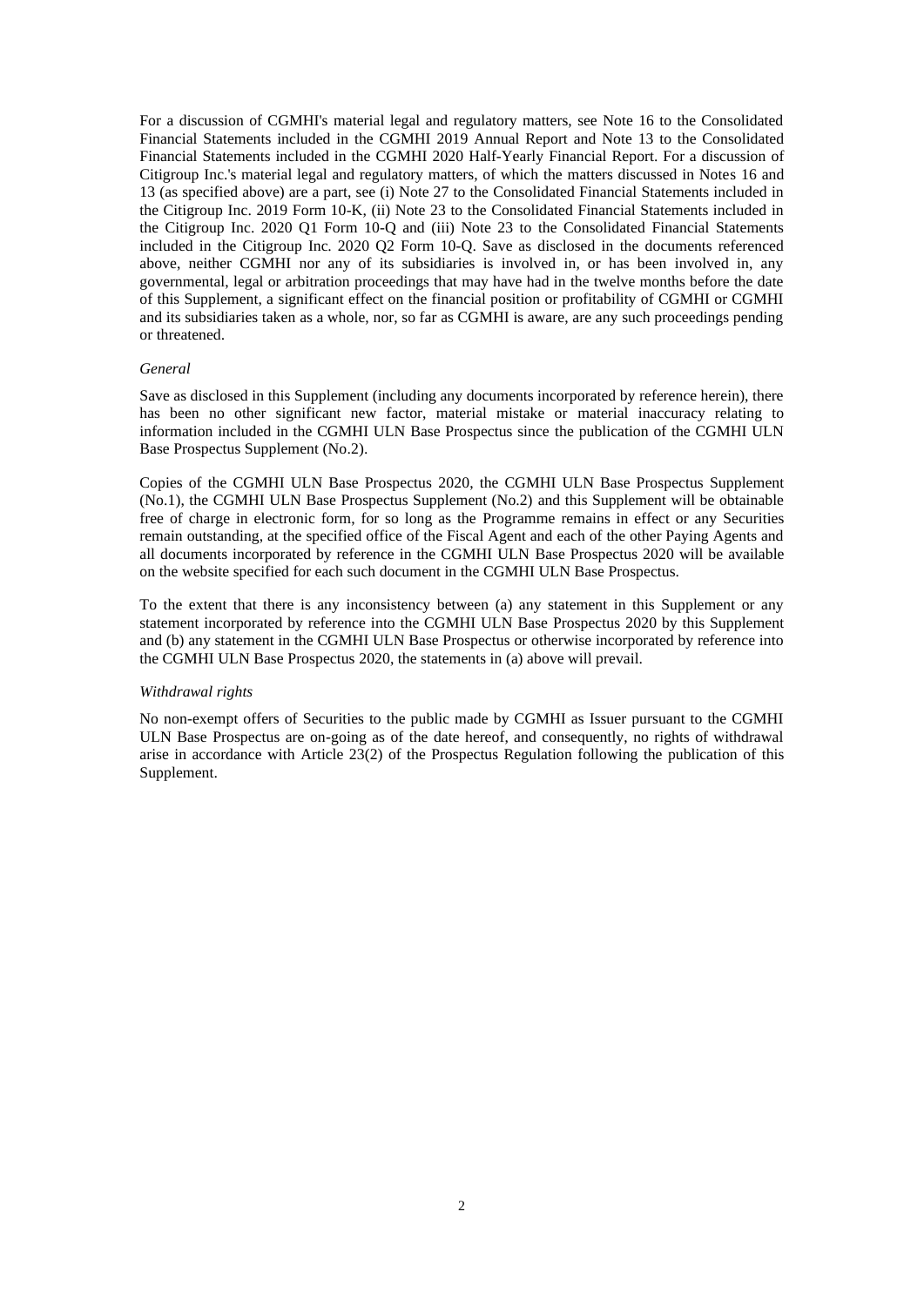For a discussion of CGMHI's material legal and regulatory matters, see Note 16 to the Consolidated Financial Statements included in the CGMHI 2019 Annual Report and Note 13 to the Consolidated Financial Statements included in the CGMHI 2020 Half-Yearly Financial Report. For a discussion of Citigroup Inc.'s material legal and regulatory matters, of which the matters discussed in Notes 16 and 13 (as specified above) are a part, see (i) Note 27 to the Consolidated Financial Statements included in the Citigroup Inc. 2019 Form 10-K, (ii) Note 23 to the Consolidated Financial Statements included in the Citigroup Inc. 2020 Q1 Form 10-Q and (iii) Note 23 to the Consolidated Financial Statements included in the Citigroup Inc. 2020 Q2 Form 10-Q. Save as disclosed in the documents referenced above, neither CGMHI nor any of its subsidiaries is involved in, or has been involved in, any governmental, legal or arbitration proceedings that may have had in the twelve months before the date of this Supplement, a significant effect on the financial position or profitability of CGMHI or CGMHI and its subsidiaries taken as a whole, nor, so far as CGMHI is aware, are any such proceedings pending or threatened.

*General*

Save as disclosed in this Supplement (including any documents incorporated by reference herein), there has been no other significant new factor, material mistake or material inaccuracy relating to information included in the CGMHI ULN Base Prospectus since the publication of the CGMHI ULN Base Prospectus Supplement (No.2).

Copies of the CGMHI ULN Base Prospectus 2020, the CGMHI ULN Base Prospectus Supplement (No.1), the CGMHI ULN Base Prospectus Supplement (No.2) and this Supplement will be obtainable free of charge in electronic form, for so long as the Programme remains in effect or any Securities remain outstanding, at the specified office of the Fiscal Agent and each of the other Paying Agents and all documents incorporated by reference in the CGMHI ULN Base Prospectus 2020 will be available on the website specified for each such document in the CGMHI ULN Base Prospectus.

To the extent that there is any inconsistency between (a) any statement in this Supplement or any statement incorporated by reference into the CGMHI ULN Base Prospectus 2020 by this Supplement and (b) any statement in the CGMHI ULN Base Prospectus or otherwise incorporated by reference into the CGMHI ULN Base Prospectus 2020, the statements in (a) above will prevail.

*Withdrawal rights*

No non-exempt offers of Securities to the public made by CGMHI as Issuer pursuant to the CGMHI ULN Base Prospectus are on-going as of the date hereof, and consequently, no rights of withdrawal arise in accordance with Article 23(2) of the Prospectus Regulation following the publication of this Supplement.